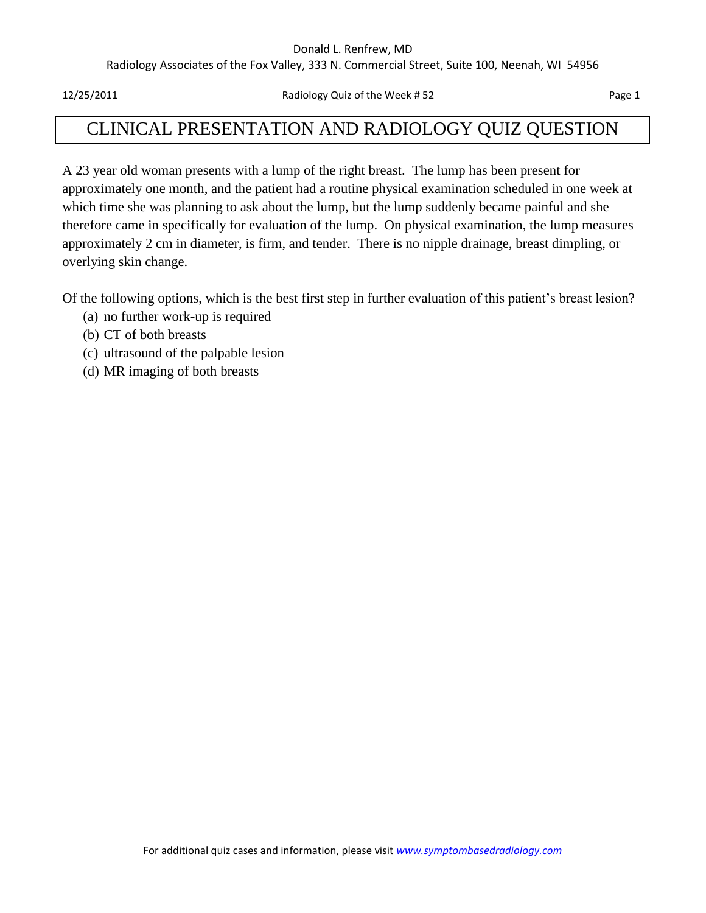# CLINICAL PRESENTATION AND RADIOLOGY QUIZ QUESTION

A 23 year old woman presents with a lump of the right breast. The lump has been present for approximately one month, and the patient had a routine physical examination scheduled in one week at which time she was planning to ask about the lump, but the lump suddenly became painful and she therefore came in specifically for evaluation of the lump. On physical examination, the lump measures approximately 2 cm in diameter, is firm, and tender. There is no nipple drainage, breast dimpling, or overlying skin change.

Of the following options, which is the best first step in further evaluation of this patient's breast lesion?

(a) no further work-up is required
(b) CT of both breasts
(c) ultrasound of the palpable lesion
(d) MR imaging of both breasts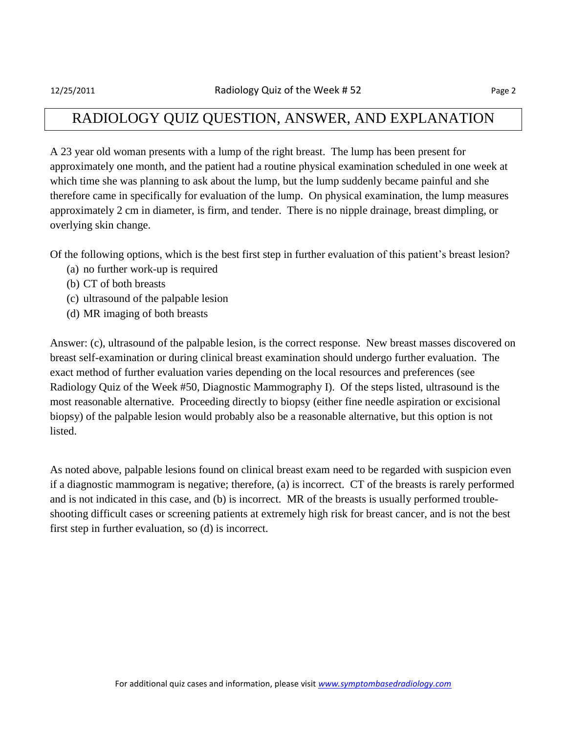# RADIOLOGY QUIZ QUESTION, ANSWER, AND EXPLANATION

A 23 year old woman presents with a lump of the right breast. The lump has been present for approximately one month, and the patient had a routine physical examination scheduled in one week at which time she was planning to ask about the lump, but the lump suddenly became painful and she therefore came in specifically for evaluation of the lump. On physical examination, the lump measures approximately 2 cm in diameter, is firm, and tender. There is no nipple drainage, breast dimpling, or overlying skin change.

Of the following options, which is the best first step in further evaluation of this patient's breast lesion?

(a) no further work-up is required
(b) CT of both breasts
(c) ultrasound of the palpable lesion
(d) MR imaging of both breasts

Answer: (c), ultrasound of the palpable lesion, is the correct response. New breast masses discovered on breast self-examination or during clinical breast examination should undergo further evaluation. The exact method of further evaluation varies depending on the local resources and preferences (see Radiology Quiz of the Week #50, Diagnostic Mammography I). Of the steps listed, ultrasound is the most reasonable alternative. Proceeding directly to biopsy (either fine needle aspiration or excisional biopsy) of the palpable lesion would probably also be a reasonable alternative, but this option is not listed.

As noted above, palpable lesions found on clinical breast exam need to be regarded with suspicion even if a diagnostic mammogram is negative; therefore, (a) is incorrect. CT of the breasts is rarely performed and is not indicated in this case, and (b) is incorrect. MR of the breasts is usually performed trouble-shooting difficult cases or screening patients at extremely high risk for breast cancer, and is not the best first step in further evaluation, so (d) is incorrect.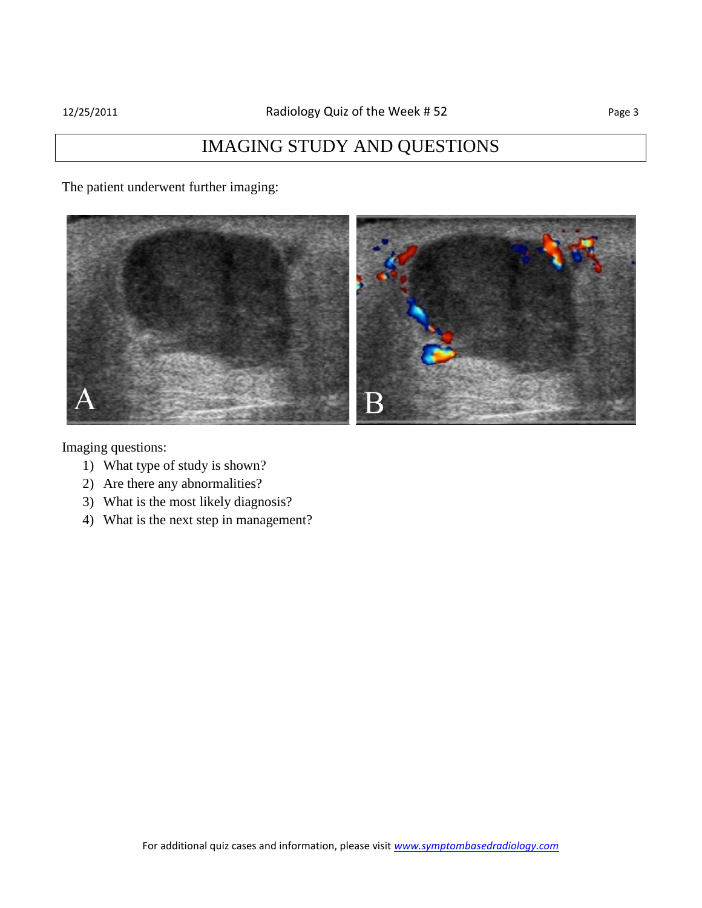# IMAGING STUDY AND QUESTIONS

The patient underwent further imaging:

Imaging questions:

1) What type of study is shown?
2) Are there any abnormalities?
3) What is the most likely diagnosis?
4) What is the next step in management?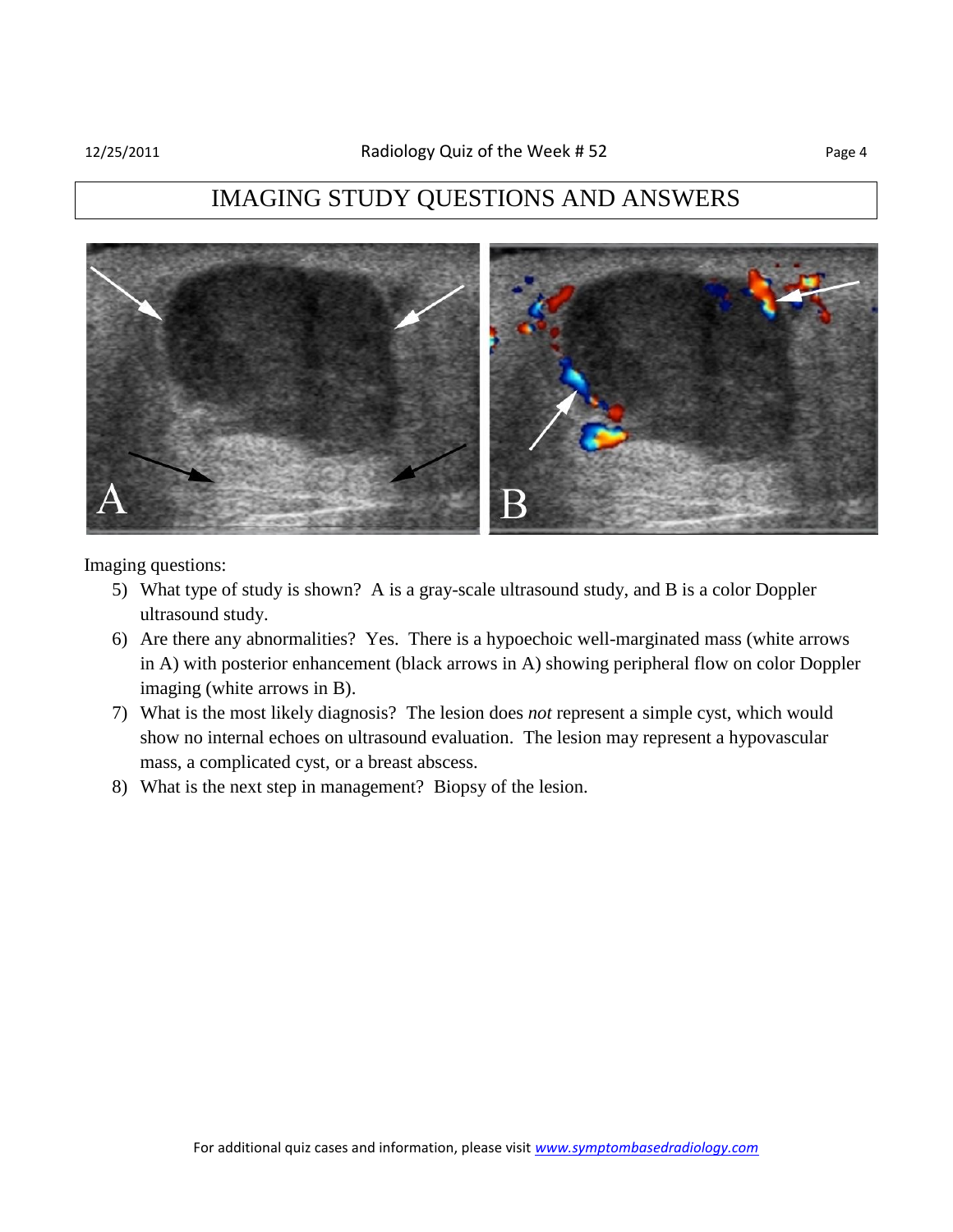# IMAGING STUDY QUESTIONS AND ANSWERS

Imaging questions:

5) What type of study is shown? A is a gray-scale ultrasound study, and B is a color Doppler ultrasound study.
6) Are there any abnormalities? Yes. There is a hypoechoic well-marginated mass (white arrows in A) with posterior enhancement (black arrows in A) showing peripheral flow on color Doppler imaging (white arrows in B).
7) What is the most likely diagnosis? The lesion does *not* represent a simple cyst, which would show no internal echoes on ultrasound evaluation. The lesion may represent a hypovascular mass, a complicated cyst, or a breast abscess.
8) What is the next step in management? Biopsy of the lesion.

For additional quiz cases and information, please visit *www.symptombasedradiology.com*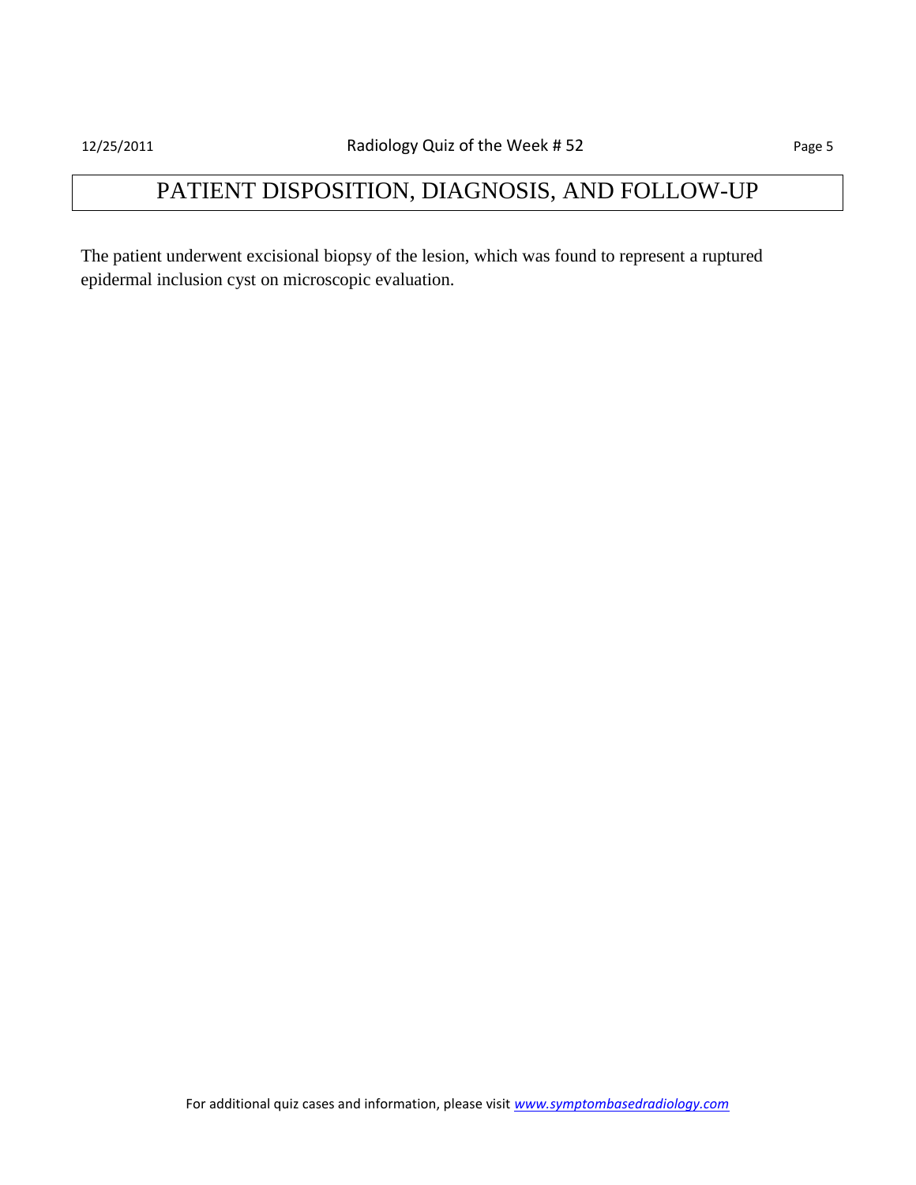# PATIENT DISPOSITION, DIAGNOSIS, AND FOLLOW-UP

The patient underwent excisional biopsy of the lesion, which was found to represent a ruptured epidermal inclusion cyst on microscopic evaluation.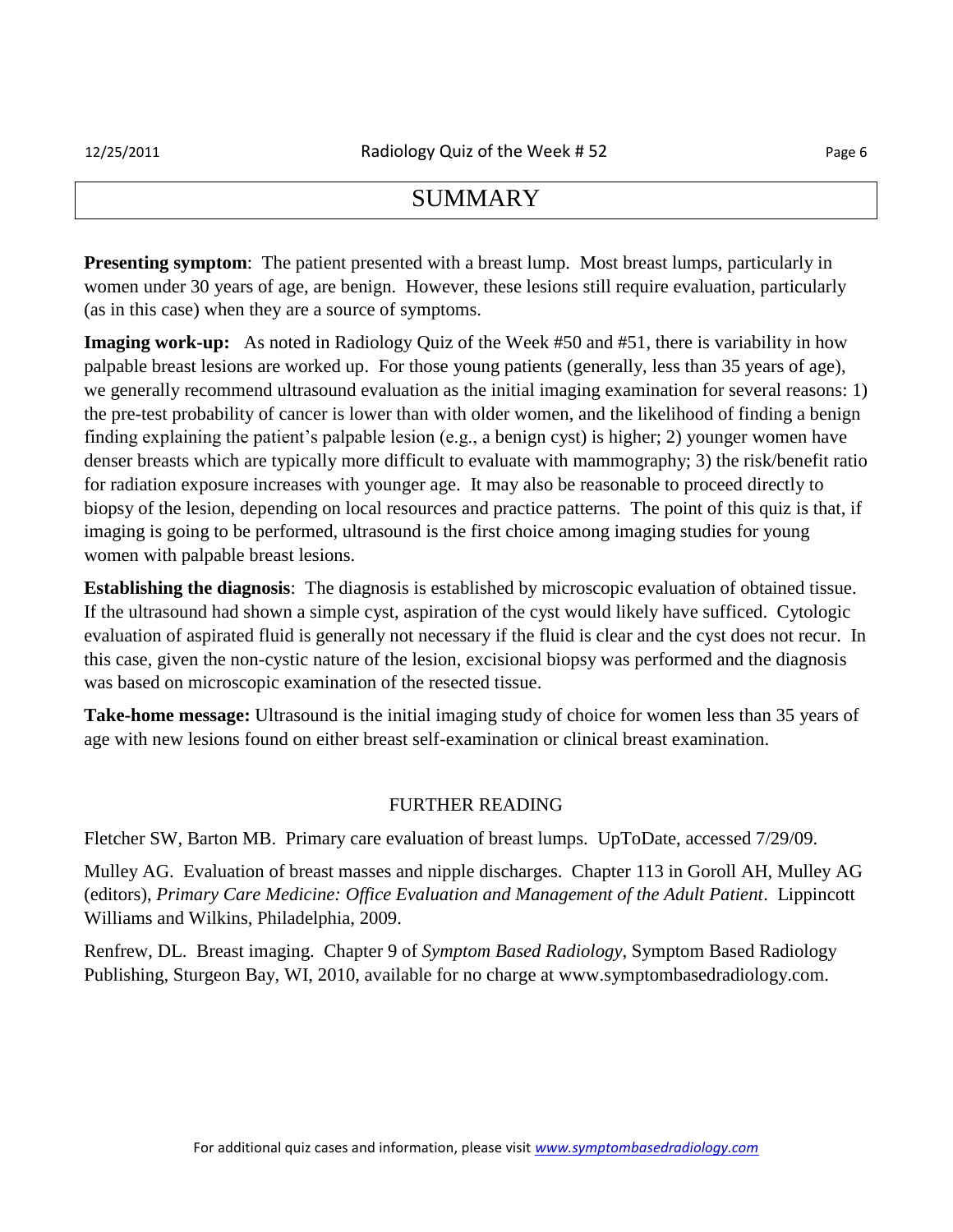## SUMMARY

**Presenting symptom**: The patient presented with a breast lump. Most breast lumps, particularly in women under 30 years of age, are benign. However, these lesions still require evaluation, particularly (as in this case) when they are a source of symptoms.

**Imaging work-up:** As noted in Radiology Quiz of the Week #50 and #51, there is variability in how palpable breast lesions are worked up. For those young patients (generally, less than 35 years of age), we generally recommend ultrasound evaluation as the initial imaging examination for several reasons: 1) the pre-test probability of cancer is lower than with older women, and the likelihood of finding a benign finding explaining the patient's palpable lesion (e.g., a benign cyst) is higher; 2) younger women have denser breasts which are typically more difficult to evaluate with mammography; 3) the risk/benefit ratio for radiation exposure increases with younger age. It may also be reasonable to proceed directly to biopsy of the lesion, depending on local resources and practice patterns. The point of this quiz is that, if imaging is going to be performed, ultrasound is the first choice among imaging studies for young women with palpable breast lesions.

**Establishing the diagnosis**: The diagnosis is established by microscopic evaluation of obtained tissue. If the ultrasound had shown a simple cyst, aspiration of the cyst would likely have sufficed. Cytologic evaluation of aspirated fluid is generally not necessary if the fluid is clear and the cyst does not recur. In this case, given the non-cystic nature of the lesion, excisional biopsy was performed and the diagnosis was based on microscopic examination of the resected tissue.

**Take-home message:** Ultrasound is the initial imaging study of choice for women less than 35 years of age with new lesions found on either breast self-examination or clinical breast examination.

### FURTHER READING

Fletcher SW, Barton MB. Primary care evaluation of breast lumps. UpToDate, accessed 7/29/09.

Mulley AG. Evaluation of breast masses and nipple discharges. Chapter 113 in Goroll AH, Mulley AG (editors), *Primary Care Medicine: Office Evaluation and Management of the Adult Patient*. Lippincott Williams and Wilkins, Philadelphia, 2009.

Renfrew, DL. Breast imaging. Chapter 9 of *Symptom Based Radiology*, Symptom Based Radiology Publishing, Sturgeon Bay, WI, 2010, available for no charge at www.symptombasedradiology.com.